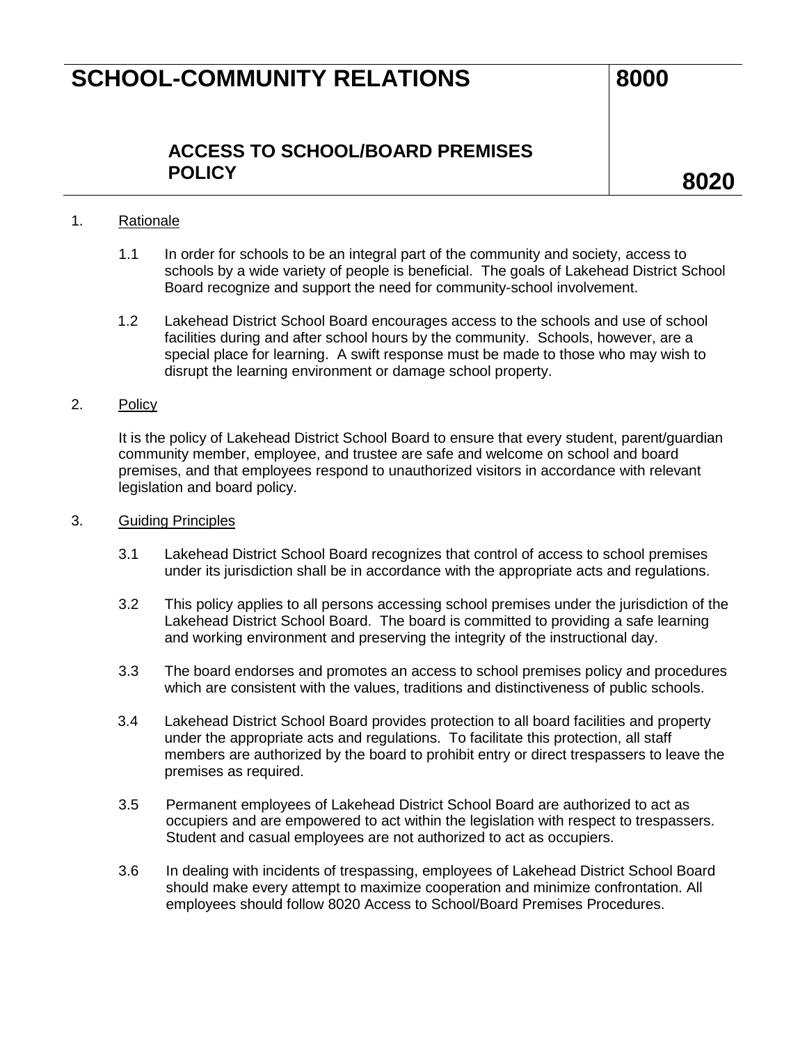# SCHOOL-COMMUNITY RELATIONS 8000

## ACCESS TO SCHOOL/BOARD PREMISES POLICY 8020

1. Rationale

   1.1 In order for schools to be an integral part of the community and society, access to schools by a wide variety of people is beneficial. The goals of Lakehead District School Board recognize and support the need for community-school involvement.

   1.2 Lakehead District School Board encourages access to the schools and use of school facilities during and after school hours by the community. Schools, however, are a special place for learning. A swift response must be made to those who may wish to disrupt the learning environment or damage school property.

2. Policy

   It is the policy of Lakehead District School Board to ensure that every student, parent/guardian community member, employee, and trustee are safe and welcome on school and board premises, and that employees respond to unauthorized visitors in accordance with relevant legislation and board policy.

3. Guiding Principles

   3.1 Lakehead District School Board recognizes that control of access to school premises under its jurisdiction shall be in accordance with the appropriate acts and regulations.

   3.2 This policy applies to all persons accessing school premises under the jurisdiction of the Lakehead District School Board. The board is committed to providing a safe learning and working environment and preserving the integrity of the instructional day.

   3.3 The board endorses and promotes an access to school premises policy and procedures which are consistent with the values, traditions and distinctiveness of public schools.

   3.4 Lakehead District School Board provides protection to all board facilities and property under the appropriate acts and regulations. To facilitate this protection, all staff members are authorized by the board to prohibit entry or direct trespassers to leave the premises as required.

   3.5 Permanent employees of Lakehead District School Board are authorized to act as occupiers and are empowered to act within the legislation with respect to trespassers. Student and casual employees are not authorized to act as occupiers.

   3.6 In dealing with incidents of trespassing, employees of Lakehead District School Board should make every attempt to maximize cooperation and minimize confrontation. All employees should follow 8020 Access to School/Board Premises Procedures.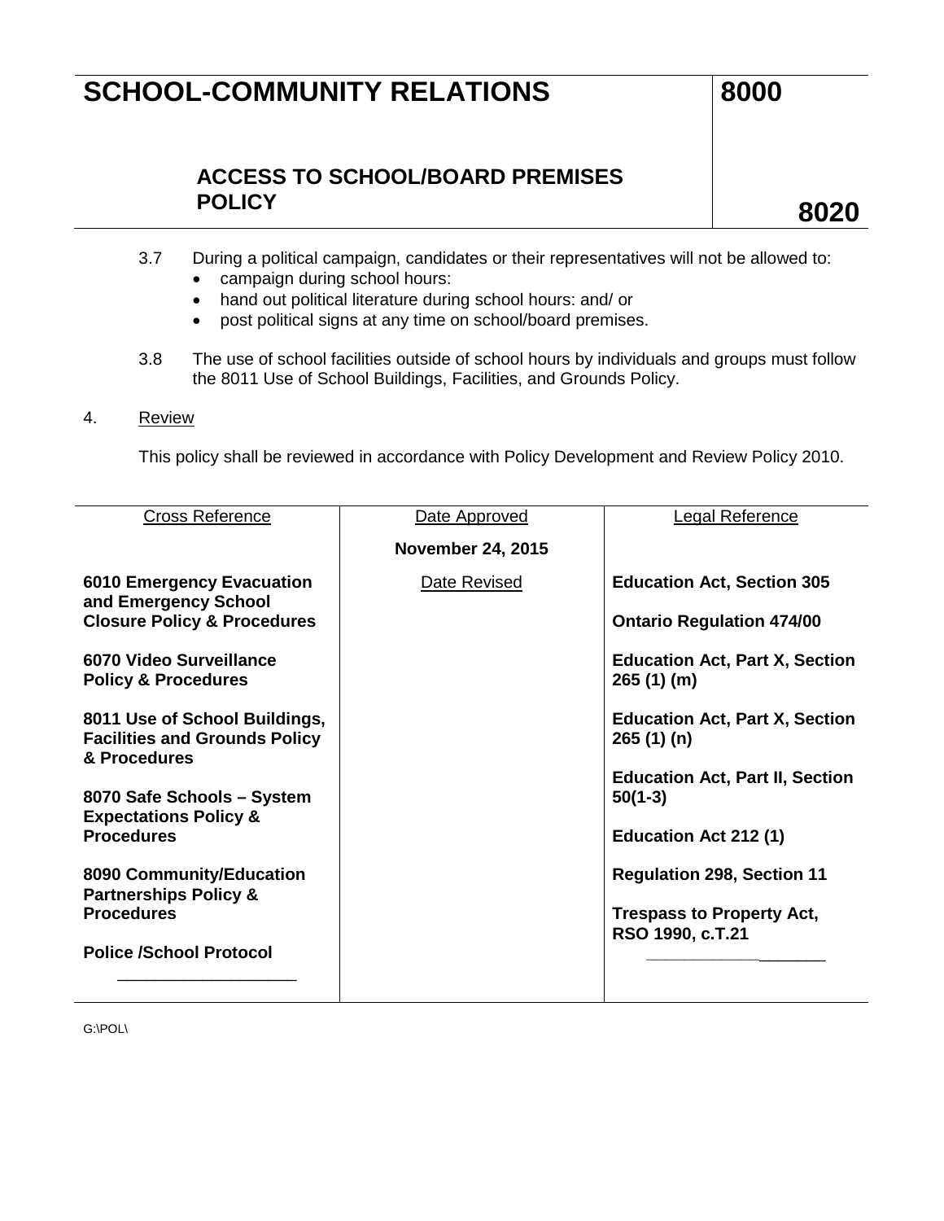# SCHOOL-COMMUNITY RELATIONS 8000

## ACCESS TO SCHOOL/BOARD PREMISES POLICY 8020

3.7 During a political campaign, candidates or their representatives will not be allowed to:

- campaign during school hours:
- hand out political literature during school hours: and/ or
- post political signs at any time on school/board premises.

3.8 The use of school facilities outside of school hours by individuals and groups must follow the 8011 Use of School Buildings, Facilities, and Grounds Policy.

4. Review

This policy shall be reviewed in accordance with Policy Development and Review Policy 2010.

| Cross Reference | Date Approved | Legal Reference |
|---|---|---|
| | **November 24, 2015** | |
| **6010 Emergency Evacuation and Emergency School Closure Policy & Procedures** | Date Revised | **Education Act, Section 305** |
| | | **Ontario Regulation 474/00** |
| **6070 Video Surveillance Policy & Procedures** | | **Education Act, Part X, Section 265 (1) (m)** |
| **8011 Use of School Buildings, Facilities and Grounds Policy & Procedures** | | **Education Act, Part X, Section 265 (1) (n)** |
| **8070 Safe Schools – System Expectations Policy & Procedures** | | **Education Act, Part II, Section 50(1-3)** |
| | | **Education Act 212 (1)** |
| **8090 Community/Education Partnerships Policy & Procedures** | | **Regulation 298, Section 11** |
| **Police /School Protocol** | | **Trespass to Property Act, RSO 1990, c.T.21** |

G:\POL\